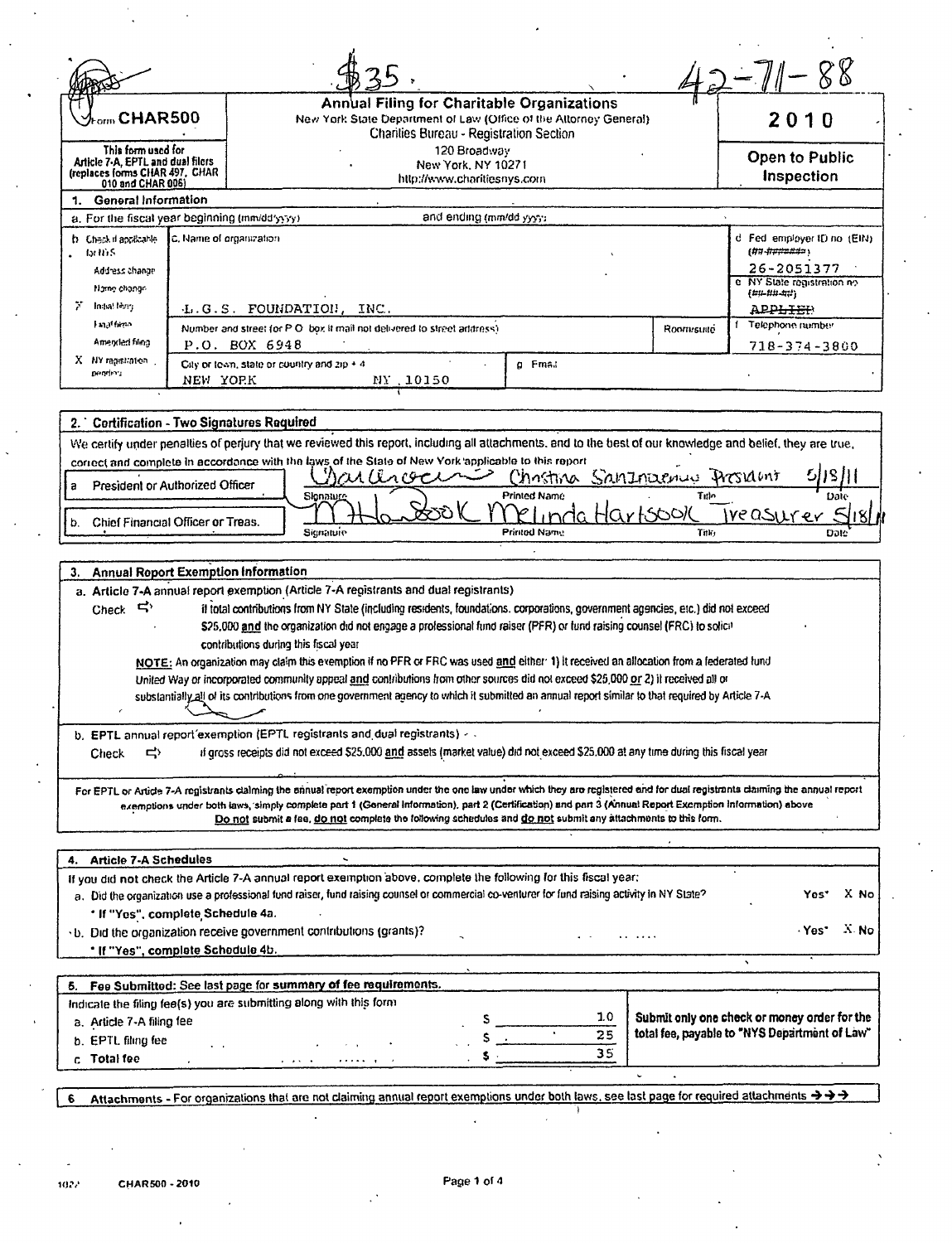$35. 42-71-88

# Form CHAR500

**Annual Filing for Charitable Organizations**
New York State Department of Law (Office of the Attorney General)
Charities Bureau - Registration Section
120 Broadway
New York, NY 10271
http://www.charitiesnys.com

**2010**

**Open to Public Inspection**

This form used for Article 7-A, EPTL and dual filers (replaces forms CHAR 497, CHAR 010 and CHAR 006)

## 1. General Information

a. For the fiscal year beginning (mm/dd/yyyy) and ending (mm/dd/yyyy)

b. Check if applicable for NYS
- Address change
- Name change
- X Initial filing
- Final filing
- Amended filing
- X NY registration pending

c. Name of organization: L.G.S. FOUNDATION, INC.

Number and street (or P.O. box if mail not delivered to street address): P.O. BOX 6948 — Room/suite

City or town, state or country and zip + 4: NEW YORK NY 10150

d. Fed. employer ID no. (EIN) (##-#######): 26-2051377

e. NY State registration no. (##-##-##): APPLIED

f. Telephone number: 718-374-3800

g. Email:

## 2. Certification - Two Signatures Required

We certify under penalties of perjury that we reviewed this report, including all attachments, and to the best of our knowledge and belief, they are true, correct and complete in accordance with the laws of the State of New York applicable to this report.

| | Signature | Printed Name | Title | Date |
|---|---|---|---|---|
| a. President or Authorized Officer | [signature] | Christina Sanzinaenuo | President | 5/18/11 |
| b. Chief Financial Officer or Treas. | [signature] | Melinda Hartsook | Treasurer | 5/18/11 |

## 3. Annual Report Exemption Information

a. Article 7-A annual report exemption (Article 7-A registrants and dual registrants)

Check ⇨ if total contributions from NY State (including residents, foundations, corporations, government agencies, etc.) did not exceed $25,000 **and** the organization did not engage a professional fund raiser (PFR) or fund raising counsel (FRC) to solicit contributions during this fiscal year

**NOTE:** An organization may claim this exemption if no PFR or FRC was used **and** either: 1) it received an allocation from a federated fund United Way or incorporated community appeal **and** contributions from other sources did not exceed $25,000 **or** 2) it received all or substantially all of its contributions from one government agency to which it submitted an annual report similar to that required by Article 7-A

b. EPTL annual report exemption (EPTL registrants and dual registrants)

Check ⇨ if gross receipts did not exceed $25,000 **and** assets (market value) did not exceed $25,000 at any time during this fiscal year

For EPTL or Article 7-A registrants claiming the annual report exemption under the one law under which they are registered and for dual registrants claiming the annual report exemptions under both laws, simply complete part 1 (General Information), part 2 (Certification) and part 3 (Annual Report Exemption Information) above. **Do not** submit a fee, **do not** complete the following schedules and **do not** submit any attachments to this form.

## 4. Article 7-A Schedules

If you did not check the Article 7-A annual report exemption above, complete the following for this fiscal year:

a. Did the organization use a professional fund raiser, fund raising counsel or commercial co-venturer for fund raising activity in NY State? Yes* X No

* If "Yes", complete Schedule 4a.

b. Did the organization receive government contributions (grants)? Yes* X No

* If "Yes", complete Schedule 4b.

## 5. Fee Submitted: See last page for summary of fee requirements.

Indicate the filing fee(s) you are submitting along with this form

| | |
|---|---|
| a. Article 7-A filing fee | $ 10 |
| b. EPTL filing fee | $ 25 |
| c. Total fee | $ 35 |

**Submit only one check or money order for the total fee, payable to "NYS Department of Law"**

## 6. Attachments - For organizations that are not claiming annual report exemptions under both laws, see last page for required attachments →→→

CHAR500 - 2010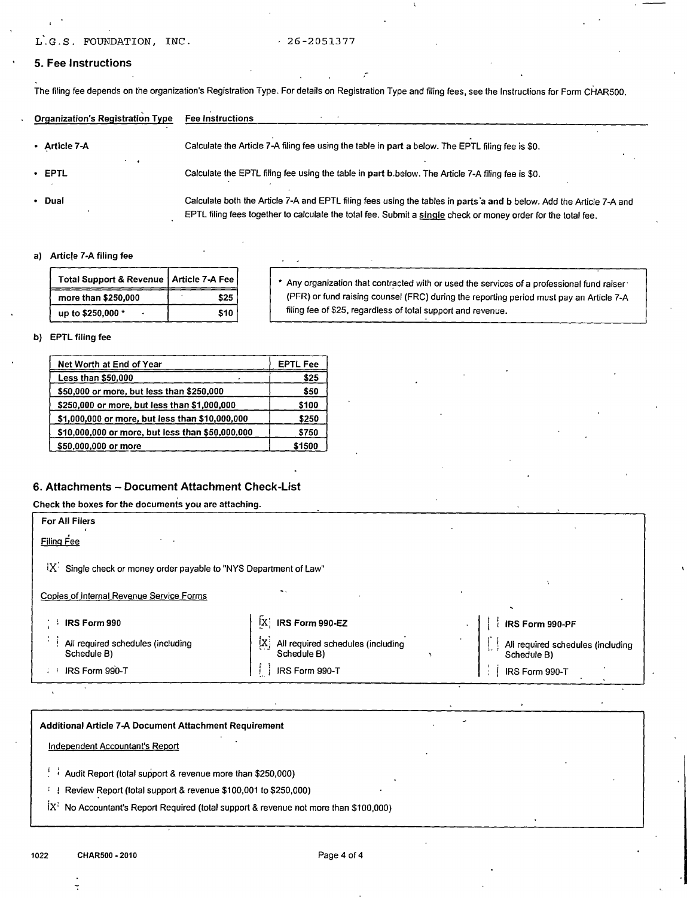L.G.S. FOUNDATION, INC. 26-2051377

## 5. Fee Instructions

The filing fee depends on the organization's Registration Type. For details on Registration Type and filing fees, see the Instructions for Form CHAR500.

| Organization's Registration Type | Fee Instructions |
|---|---|
| • Article 7-A | Calculate the Article 7-A filing fee using the table in **part a** below. The EPTL filing fee is $0. |
| • EPTL | Calculate the EPTL filing fee using the table in **part b** below. The Article 7-A filing fee is $0. |
| • Dual | Calculate both the Article 7-A and EPTL filing fees using the tables in **parts a and b** below. Add the Article 7-A and EPTL filing fees together to calculate the total fee. Submit a single check or money order for the total fee. |

**a) Article 7-A filing fee**

| Total Support & Revenue | Article 7-A Fee |
|---|---|
| more than $250,000 | $25 |
| up to $250,000 * | $10 |

* Any organization that contracted with or used the services of a professional fund raiser (PFR) or fund raising counsel (FRC) during the reporting period must pay an Article 7-A filing fee of $25, regardless of total support and revenue.

**b) EPTL filing fee**

| Net Worth at End of Year | EPTL Fee |
|---|---|
| Less than $50,000 | $25 |
| $50,000 or more, but less than $250,000 | $50 |
| $250,000 or more, but less than $1,000,000 | $100 |
| $1,000,000 or more, but less than $10,000,000 | $250 |
| $10,000,000 or more, but less than $50,000,000 | $750 |
| $50,000,000 or more | $1500 |

## 6. Attachments – Document Attachment Check-List

**Check the boxes for the documents you are attaching.**

**For All Filers**

Filing Fee

[X] Single check or money order payable to "NYS Department of Law"

Copies of Internal Revenue Service Forms

| | | |
|---|---|---|
| [ ] **IRS Form 990** | [X] **IRS Form 990-EZ** | [ ] **IRS Form 990-PF** |
| [ ] All required schedules (including Schedule B) | [X] All required schedules (including Schedule B) | [ ] All required schedules (including Schedule B) |
| [ ] IRS Form 990-T | [ ] IRS Form 990-T | [ ] IRS Form 990-T |

**Additional Article 7-A Document Attachment Requirement**

Independent Accountant's Report

[ ] Audit Report (total support & revenue more than $250,000)

[ ] Review Report (total support & revenue $100,001 to $250,000)

[X] No Accountant's Report Required (total support & revenue not more than $100,000)

1022 CHAR500 - 2010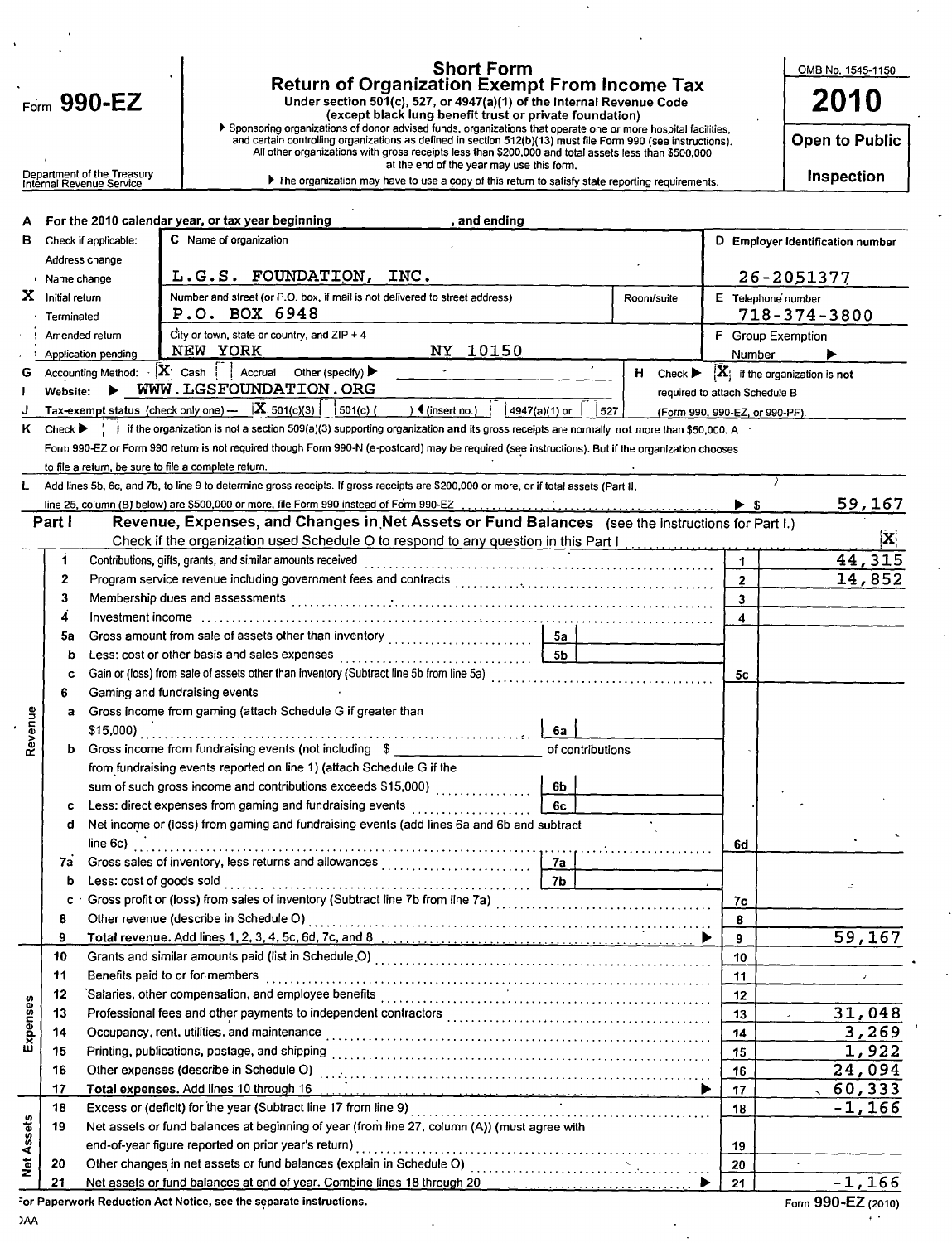Form **990-EZ**

**Short Form**
**Return of Organization Exempt From Income Tax**
**Under section 501(c), 527, or 4947(a)(1) of the Internal Revenue Code (except black lung benefit trust or private foundation)**

▶ Sponsoring organizations of donor advised funds, organizations that operate one or more hospital facilities, and certain controlling organizations as defined in section 512(b)(13) must file Form 990 (see instructions). All other organizations with gross receipts less than $200,000 and total assets less than $500,000 at the end of the year may use this form.

▶ The organization may have to use a copy of this return to satisfy state reporting requirements.

Department of the Treasury
Internal Revenue Service

OMB No. 1545-1150
**2010**
**Open to Public Inspection**

**A** For the 2010 calendar year, or tax year beginning , and ending

**B** Check if applicable:
- Address change
- Name change
- X Initial return
- Terminated
- Amended return
- Application pending

**C** Name of organization: L.G.S. FOUNDATION, INC.
Number and street (or P.O. box, if mail is not delivered to street address): P.O. BOX 6948 — Room/suite
City or town, state or country, and ZIP + 4: NEW YORK NY 10150

**D** Employer identification number: 26-2051377
**E** Telephone number: 718-374-3800
**F** Group Exemption Number ▶

**G** Accounting Method: [X] Cash [ ] Accrual Other (specify) ▶
**H** Check ▶ [X] if the organization is not required to attach Schedule B (Form 990, 990-EZ, or 990-PF).
**I** Website: ▶ WWW.LGSFOUNDATION.ORG
**J** Tax-exempt status (check only one) — [X] 501(c)(3) [ ] 501(c) ( ) ◀ (insert no.) [ ] 4947(a)(1) or [ ] 527

**K** Check ▶ [ ] if the organization is not a section 509(a)(3) supporting organization and its gross receipts are normally not more than $50,000. A Form 990-EZ or Form 990 return is not required though Form 990-N (e-postcard) may be required (see instructions). But if the organization chooses to file a return, be sure to file a complete return.

**L** Add lines 5b, 6c, and 7b, to line 9 to determine gross receipts. If gross receipts are $200,000 or more, or if total assets (Part II, line 25, column (B) below) are $500,000 or more, file Form 990 instead of Form 990-EZ ▶ $ 59,167

**Part I — Revenue, Expenses, and Changes in Net Assets or Fund Balances** (see the instructions for Part I.)
Check if the organization used Schedule O to respond to any question in this Part I [X]

| | Line | Description | | | | Amount |
|---|---|---|---|---|---|---|
| Revenue | 1 | Contributions, gifts, grants, and similar amounts received | | | 1 | 44,315 |
| | 2 | Program service revenue including government fees and contracts | | | 2 | 14,852 |
| | 3 | Membership dues and assessments | | | 3 | |
| | 4 | Investment income | | | 4 | |
| | 5a | Gross amount from sale of assets other than inventory | 5a | | | |
| | b | Less: cost or other basis and sales expenses | 5b | | | |
| | c | Gain or (loss) from sale of assets other than inventory (Subtract line 5b from line 5a) | | | 5c | |
| | 6 | Gaming and fundraising events | | | | |
| | a | Gross income from gaming (attach Schedule G if greater than $15,000) | 6a | | | |
| | b | Gross income from fundraising events (not including $ of contributions from fundraising events reported on line 1) (attach Schedule G if the sum of such gross income and contributions exceeds $15,000) | 6b | | | |
| | c | Less: direct expenses from gaming and fundraising events | 6c | | | |
| | d | Net income or (loss) from gaming and fundraising events (add lines 6a and 6b and subtract line 6c) | | | 6d | |
| | 7a | Gross sales of inventory, less returns and allowances | 7a | | | |
| | b | Less: cost of goods sold | 7b | | | |
| | c | Gross profit or (loss) from sales of inventory (Subtract line 7b from line 7a) | | | 7c | |
| | 8 | Other revenue (describe in Schedule O) | | | 8 | |
| | 9 | **Total revenue.** Add lines 1, 2, 3, 4, 5c, 6d, 7c, and 8 ▶ | | | 9 | 59,167 |
| Expenses | 10 | Grants and similar amounts paid (list in Schedule O) | | | 10 | |
| | 11 | Benefits paid to or for members | | | 11 | |
| | 12 | Salaries, other compensation, and employee benefits | | | 12 | |
| | 13 | Professional fees and other payments to independent contractors | | | 13 | 31,048 |
| | 14 | Occupancy, rent, utilities, and maintenance | | | 14 | 3,269 |
| | 15 | Printing, publications, postage, and shipping | | | 15 | 1,922 |
| | 16 | Other expenses (describe in Schedule O) | | | 16 | 24,094 |
| | 17 | **Total expenses.** Add lines 10 through 16 ▶ | | | 17 | 60,333 |
| Net Assets | 18 | Excess or (deficit) for the year (Subtract line 17 from line 9) | | | 18 | -1,166 |
| | 19 | Net assets or fund balances at beginning of year (from line 27, column (A)) (must agree with end-of-year figure reported on prior year's return) | | | 19 | |
| | 20 | Other changes in net assets or fund balances (explain in Schedule O) | | | 20 | |
| | 21 | Net assets or fund balances at end of year. Combine lines 18 through 20 ▶ | | | 21 | -1,166 |

For Paperwork Reduction Act Notice, see the separate instructions.

DAA

Form **990-EZ** (2010)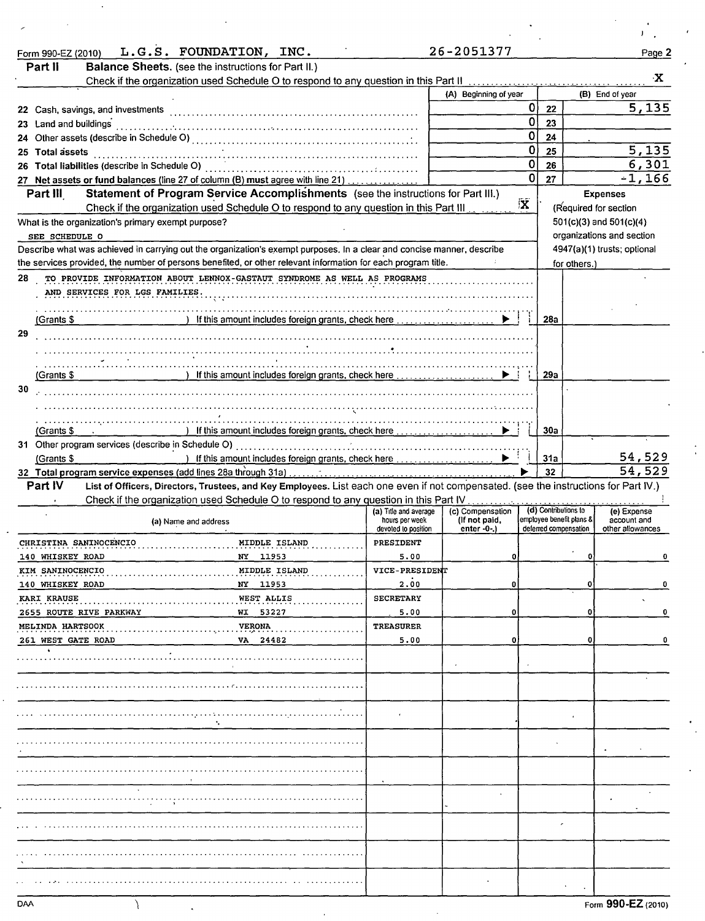Form 990-EZ (2010) L.G.S. FOUNDATION, INC. 26-2051377 Page 2

**Part II** **Balance Sheets.** (see the instructions for Part II.)

Check if the organization used Schedule O to respond to any question in this Part II .......... X

| | (A) Beginning of year | | (B) End of year |
|---|---|---|---|
| 22 Cash, savings, and investments | 0 | 22 | 5,135 |
| 23 Land and buildings | 0 | 23 | |
| 24 Other assets (describe in Schedule O) | 0 | 24 | |
| 25 **Total assets** | 0 | 25 | 5,135 |
| 26 **Total liabilities** (describe in Schedule O) | 0 | 26 | 6,301 |
| 27 **Net assets or fund balances** (line 27 of column (B) **must** agree with line 21) | 0 | 27 | -1,166 |

**Part III** **Statement of Program Service Accomplishments** (see the instructions for Part III.)

Check if the organization used Schedule O to respond to any question in this Part III .......... X

**Expenses** (Required for section 501(c)(3) and 501(c)(4) organizations and section 4947(a)(1) trusts; optional for others.)

What is the organization's primary exempt purpose?

SEE SCHEDULE O

Describe what was achieved in carrying out the organization's exempt purposes. In a clear and concise manner, describe the services provided, the number of persons benefited, or other relevant information for each program title.

| | | | Expenses |
|---|---|---|---|
| 28 | TO PROVIDE INFORMATION ABOUT LENNOX-GASTAUT SYNDROME AS WELL AS PROGRAMS AND SERVICES FOR LGS FAMILIES. (Grants $ ) If this amount includes foreign grants, check here | 28a | |
| 29 | (Grants $ ) If this amount includes foreign grants, check here | 29a | |
| 30 | (Grants $ ) If this amount includes foreign grants, check here | 30a | |
| 31 | Other program services (describe in Schedule O) (Grants $ ) If this amount includes foreign grants, check here | 31a | 54,529 |
| 32 | **Total program service expenses** (add lines 28a through 31a) | 32 | 54,529 |

**Part IV** **List of Officers, Directors, Trustees, and Key Employees.** List each one even if not compensated. (see the instructions for Part IV.)

Check if the organization used Schedule O to respond to any question in this Part IV

| (a) Name and address | (a) Title and average hours per week devoted to position | (c) Compensation (If not paid, enter -0-.) | (d) Contributions to employee benefit plans & deferred compensation | (e) Expense account and other allowances |
|---|---|---|---|---|
| CHRISTINA SANINOCENCIO, 140 WHISKEY ROAD, MIDDLE ISLAND NY 11953 | PRESIDENT 5.00 | 0 | 0 | 0 |
| KIM SANINOCENCIO, 140 WHISKEY ROAD, MIDDLE ISLAND NY 11953 | VICE-PRESIDENT 2.00 | 0 | 0 | 0 |
| KARI KRAUSE, 2655 ROUTE RIVE PARKWAY, WEST ALLIS WI 53227 | SECRETARY 5.00 | 0 | 0 | 0 |
| MELINDA HARTSOOK, 261 WEST GATE ROAD, VERONA VA 24482 | TREASURER 5.00 | 0 | 0 | 0 |

Form **990-EZ** (2010)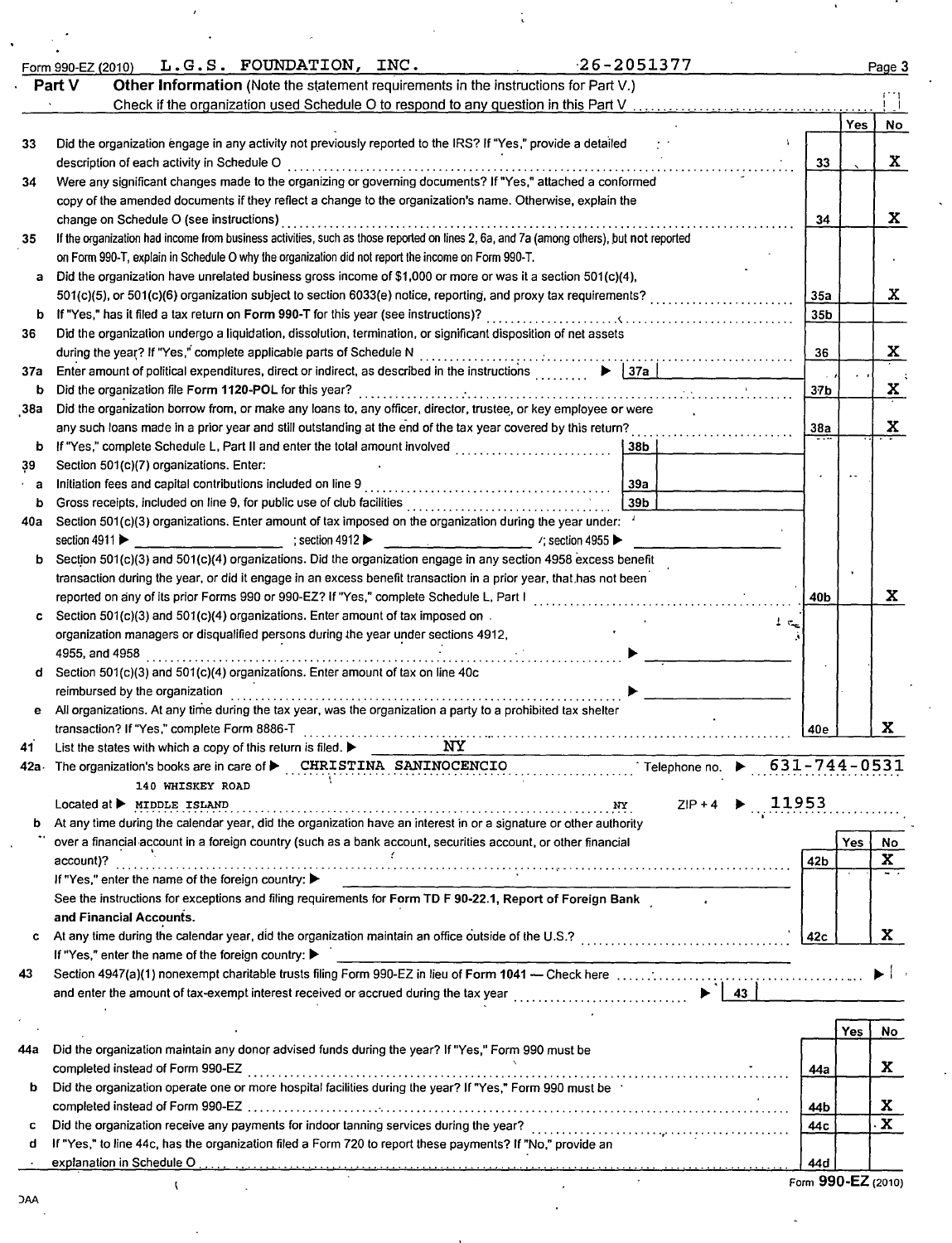Form 990-EZ (2010) L.G.S. FOUNDATION, INC. 26-2051377 Page 3

## Part V Other Information (Note the statement requirements in the instructions for Part V.)

Check if the organization used Schedule O to respond to any question in this Part V

| | | | Yes | No |
|---|---|---|---|---|
| 33 | Did the organization engage in any activity not previously reported to the IRS? If "Yes," provide a detailed description of each activity in Schedule O | 33 | | X |
| 34 | Were any significant changes made to the organizing or governing documents? If "Yes," attached a conformed copy of the amended documents if they reflect a change to the organization's name. Otherwise, explain the change on Schedule O (see instructions) | 34 | | X |
| 35 | If the organization had income from business activities, such as those reported on lines 2, 6a, and 7a (among others), but not reported on Form 990-T, explain in Schedule O why the organization did not report the income on Form 990-T. | | | |
| a | Did the organization have unrelated business gross income of $1,000 or more or was it a section 501(c)(4), 501(c)(5), or 501(c)(6) organization subject to section 6033(e) notice, reporting, and proxy tax requirements? | 35a | | X |
| b | If "Yes," has it filed a tax return on Form 990-T for this year (see instructions)? | 35b | | |
| 36 | Did the organization undergo a liquidation, dissolution, termination, or significant disposition of net assets during the year? If "Yes," complete applicable parts of Schedule N | 36 | | X |
| 37a | Enter amount of political expenditures, direct or indirect, as described in the instructions ▶ 37a | | | |
| b | Did the organization file Form 1120-POL for this year? | 37b | | X |
| 38a | Did the organization borrow from, or make any loans to, any officer, director, trustee, or key employee or were any such loans made in a prior year and still outstanding at the end of the tax year covered by this return? | 38a | | X |
| b | If "Yes," complete Schedule L, Part II and enter the total amount involved 38b | | | |
| 39 | Section 501(c)(7) organizations. Enter: | | | |
| a | Initiation fees and capital contributions included on line 9 39a | | | |
| b | Gross receipts, included on line 9, for public use of club facilities 39b | | | |
| 40a | Section 501(c)(3) organizations. Enter amount of tax imposed on the organization during the year under: section 4911 ▶ ; section 4912 ▶ ; section 4955 ▶ | | | |
| b | Section 501(c)(3) and 501(c)(4) organizations. Did the organization engage in any section 4958 excess benefit transaction during the year, or did it engage in an excess benefit transaction in a prior year, that has not been reported on any of its prior Forms 990 or 990-EZ? If "Yes," complete Schedule L, Part I | 40b | | X |
| c | Section 501(c)(3) and 501(c)(4) organizations. Enter amount of tax imposed on organization managers or disqualified persons during the year under sections 4912, 4955, and 4958 ▶ | | | |
| d | Section 501(c)(3) and 501(c)(4) organizations. Enter amount of tax on line 40c reimbursed by the organization ▶ | | | |
| e | All organizations. At any time during the tax year, was the organization a party to a prohibited tax shelter transaction? If "Yes," complete Form 8886-T | 40e | | X |

41 List the states with which a copy of this return is filed. ▶ NY

42a The organization's books are in care of ▶ CHRISTINA SANINOCENCIO Telephone no. ▶ 631-744-0531

140 WHISKEY ROAD

Located at ▶ MIDDLE ISLAND NY ZIP + 4 ▶ 11953

| | | | Yes | No |
|---|---|---|---|---|
| b | At any time during the calendar year, did the organization have an interest in or a signature or other authority over a financial account in a foreign country (such as a bank account, securities account, or other financial account)? If "Yes," enter the name of the foreign country: ▶ See the instructions for exceptions and filing requirements for **Form TD F 90-22.1, Report of Foreign Bank and Financial Accounts.** | 42b | | X |
| c | At any time during the calendar year, did the organization maintain an office outside of the U.S.? If "Yes," enter the name of the foreign country: ▶ | 42c | | X |

43 Section 4947(a)(1) nonexempt charitable trusts filing Form 990-EZ in lieu of **Form 1041** — Check here ▶ and enter the amount of tax-exempt interest received or accrued during the tax year ▶ 43

| | | | Yes | No |
|---|---|---|---|---|
| 44a | Did the organization maintain any donor advised funds during the year? If "Yes," Form 990 must be completed instead of Form 990-EZ | 44a | | X |
| b | Did the organization operate one or more hospital facilities during the year? If "Yes," Form 990 must be completed instead of Form 990-EZ | 44b | | X |
| c | Did the organization receive any payments for indoor tanning services during the year? | 44c | | X |
| d | If "Yes," to line 44c, has the organization filed a Form 720 to report these payments? If "No," provide an explanation in Schedule O | 44d | | |

Form **990-EZ** (2010)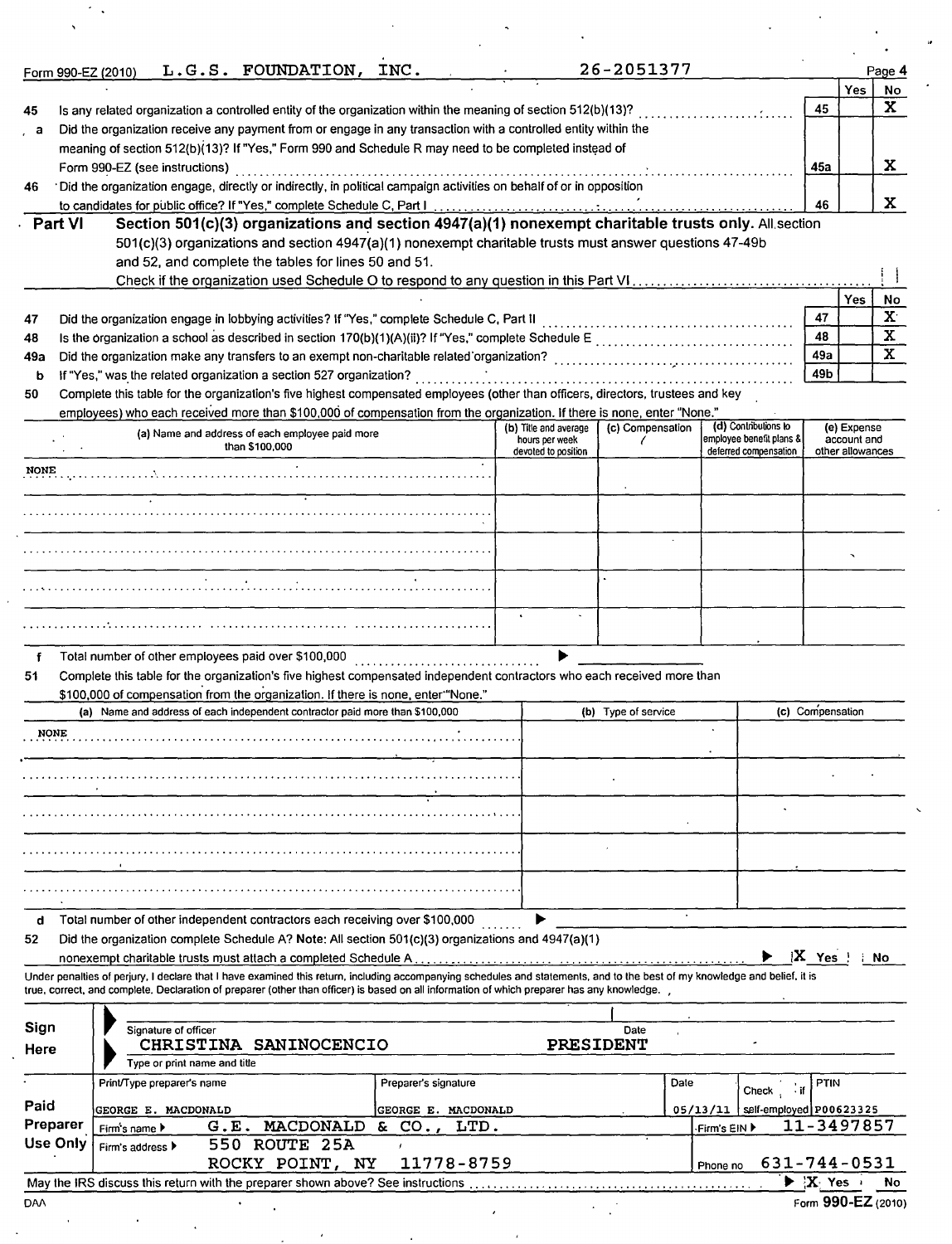Form 990-EZ (2010) L.G.S. FOUNDATION, INC. 26-2051377 Page 4

| | | | Yes | No |
|---|---|---|---|---|
| 45 | Is any related organization a controlled entity of the organization within the meaning of section 512(b)(13)? | 45 | | X |
| a | Did the organization receive any payment from or engage in any transaction with a controlled entity within the meaning of section 512(b)(13)? If "Yes," Form 990 and Schedule R may need to be completed instead of Form 990-EZ (see instructions) | 45a | | X |
| 46 | Did the organization engage, directly or indirectly, in political campaign activities on behalf of or in opposition to candidates for public office? If "Yes," complete Schedule C, Part I | 46 | | X |

## Part VI Section 501(c)(3) organizations and section 4947(a)(1) nonexempt charitable trusts only.

All section 501(c)(3) organizations and section 4947(a)(1) nonexempt charitable trusts must answer questions 47-49b and 52, and complete the tables for lines 50 and 51.

Check if the organization used Schedule O to respond to any question in this Part VI

| | | | Yes | No |
|---|---|---|---|---|
| 47 | Did the organization engage in lobbying activities? If "Yes," complete Schedule C, Part II | 47 | | X |
| 48 | Is the organization a school as described in section 170(b)(1)(A)(ii)? If "Yes," complete Schedule E | 48 | | X |
| 49a | Did the organization make any transfers to an exempt non-charitable related organization? | 49a | | X |
| b | If "Yes," was the related organization a section 527 organization? | 49b | | |

**50** Complete this table for the organization's five highest compensated employees (other than officers, directors, trustees and key employees) who each received more than $100,000 of compensation from the organization. If there is none, enter "None."

| (a) Name and address of each employee paid more than $100,000 | (b) Title and average hours per week devoted to position | (c) Compensation | (d) Contributions to employee benefit plans & deferred compensation | (e) Expense account and other allowances |
|---|---|---|---|---|
| NONE | | | | |
| | | | | |
| | | | | |
| | | | | |
| | | | | |

**f** Total number of other employees paid over $100,000 ▶

**51** Complete this table for the organization's five highest compensated independent contractors who each received more than $100,000 of compensation from the organization. If there is none, enter "None."

| (a) Name and address of each independent contractor paid more than $100,000 | (b) Type of service | (c) Compensation |
|---|---|---|
| NONE | | |
| | | |
| | | |
| | | |
| | | |

**d** Total number of other independent contractors each receiving over $100,000 ▶

**52** Did the organization complete Schedule A? **Note:** All section 501(c)(3) organizations and 4947(a)(1) nonexempt charitable trusts must attach a completed Schedule A ▶ [X] Yes [ ] No

Under penalties of perjury, I declare that I have examined this return, including accompanying schedules and statements, and to the best of my knowledge and belief, it is true, correct, and complete. Declaration of preparer (other than officer) is based on all information of which preparer has any knowledge.

**Sign Here**

Signature of officer — Date

CHRISTINA SANINOCENCIO PRESIDENT

Type or print name and title

**Paid Preparer Use Only**

| Print/Type preparer's name | Preparer's signature | Date | Check if self-employed | PTIN |
|---|---|---|---|---|
| GEORGE E. MACDONALD | GEORGE E. MACDONALD | 05/13/11 | | P00623325 |

Firm's name ▶ G.E. MACDONALD & CO., LTD. — Firm's EIN ▶ 11-3497857

Firm's address ▶ 550 ROUTE 25A, ROCKY POINT, NY 11778-8759 — Phone no. 631-744-0531

May the IRS discuss this return with the preparer shown above? See instructions ▶ [X] Yes [ ] No

DAA Form 990-EZ (2010)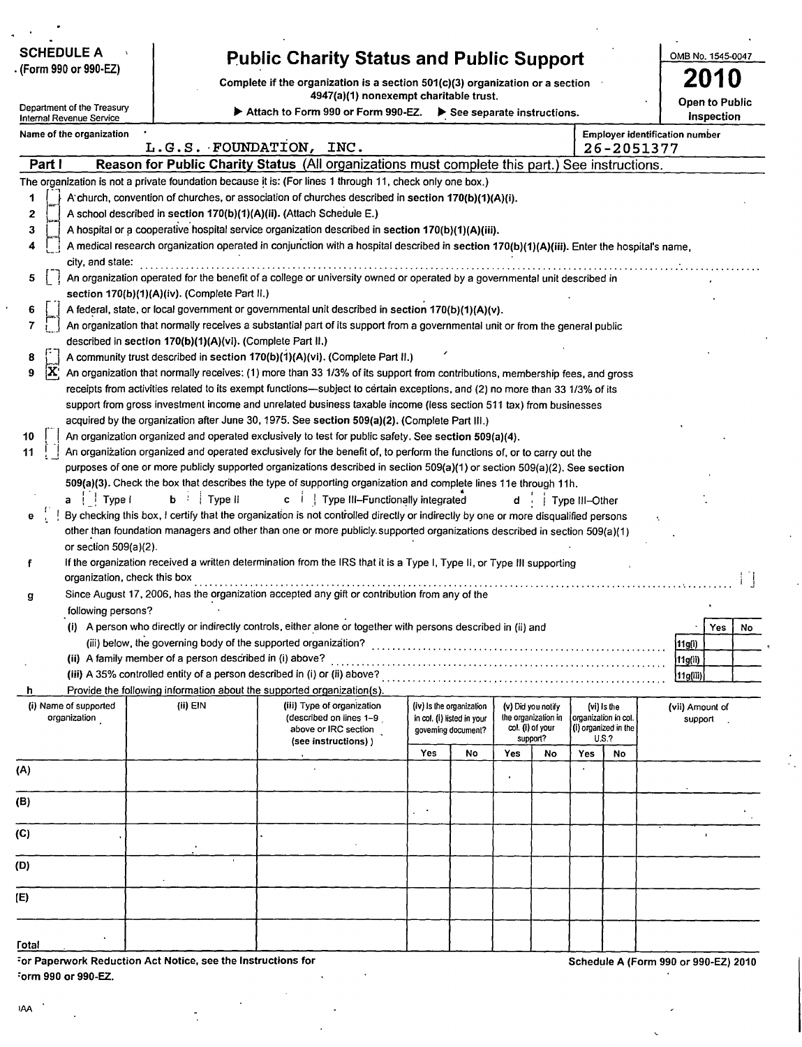**SCHEDULE A**
**(Form 990 or 990-EZ)**

Department of the Treasury
Internal Revenue Service

# Public Charity Status and Public Support

**Complete if the organization is a section 501(c)(3) organization or a section 4947(a)(1) nonexempt charitable trust.**

▶ **Attach to Form 990 or Form 990-EZ.** ▶ **See separate instructions.**

OMB No. 1545-0047

**2010**

**Open to Public Inspection**

Name of the organization: L.G.S. FOUNDATION, INC.

Employer identification number: 26-2051377

## Part I Reason for Public Charity Status (All organizations must complete this part.) See instructions.

The organization is not a private foundation because it is: (For lines 1 through 11, check only one box.)

1. [ ] A church, convention of churches, or association of churches described in **section 170(b)(1)(A)(i).**
2. [ ] A school described in **section 170(b)(1)(A)(ii).** (Attach Schedule E.)
3. [ ] A hospital or a cooperative hospital service organization described in **section 170(b)(1)(A)(iii).**
4. [ ] A medical research organization operated in conjunction with a hospital described in **section 170(b)(1)(A)(iii).** Enter the hospital's name, city, and state: ..........
5. [ ] An organization operated for the benefit of a college or university owned or operated by a governmental unit described in **section 170(b)(1)(A)(iv).** (Complete Part II.)
6. [ ] A federal, state, or local government or governmental unit described in **section 170(b)(1)(A)(v).**
7. [ ] An organization that normally receives a substantial part of its support from a governmental unit or from the general public described in **section 170(b)(1)(A)(vi).** (Complete Part II.)
8. [ ] A community trust described in **section 170(b)(1)(A)(vi).** (Complete Part II.)
9. [X] An organization that normally receives: (1) more than 33 1/3% of its support from contributions, membership fees, and gross receipts from activities related to its exempt functions—subject to certain exceptions, and (2) no more than 33 1/3% of its support from gross investment income and unrelated business taxable income (less section 511 tax) from businesses acquired by the organization after June 30, 1975. See **section 509(a)(2).** (Complete Part III.)
10. [ ] An organization organized and operated exclusively to test for public safety. See **section 509(a)(4).**
11. [ ] An organization organized and operated exclusively for the benefit of, to perform the functions of, or to carry out the purposes of one or more publicly supported organizations described in section 509(a)(1) or section 509(a)(2). See **section 509(a)(3).** Check the box that describes the type of supporting organization and complete lines 11e through 11h.
   - a [ ] Type I  b [ ] Type II  c [ ] Type III–Functionally integrated  d [ ] Type III–Other
   - e [ ] By checking this box, I certify that the organization is not controlled directly or indirectly by one or more disqualified persons other than foundation managers and other than one or more publicly supported organizations described in section 509(a)(1) or section 509(a)(2).
   - f If the organization received a written determination from the IRS that it is a Type I, Type II, or Type III supporting organization, check this box .......... [ ]
   - g Since August 17, 2006, has the organization accepted any gift or contribution from any of the following persons?

| | | Yes | No |
|---|---|---|---|
| (i) A person who directly or indirectly controls, either alone or together with persons described in (ii) and (iii) below, the governing body of the supported organization? | 11g(i) | | |
| (ii) A family member of a person described in (i) above? | 11g(ii) | | |
| (iii) A 35% controlled entity of a person described in (i) or (ii) above? | 11g(iii) | | |

h Provide the following information about the supported organization(s).

| (i) Name of supported organization | (ii) EIN | (iii) Type of organization (described on lines 1–9 above or IRC section (see instructions)) | (iv) Is the organization in col. (i) listed in your governing document? Yes | No | (v) Did you notify the organization in col. (i) of your support? Yes | No | (vi) Is the organization in col. (i) organized in the U.S.? Yes | No | (vii) Amount of support |
|---|---|---|---|---|---|---|---|---|---|
| (A) | | | | | | | | | |
| (B) | | | | | | | | | |
| (C) | | | | | | | | | |
| (D) | | | | | | | | | |
| (E) | | | | | | | | | |
| Total | | | | | | | | | |

For Paperwork Reduction Act Notice, see the Instructions for Form 990 or 990-EZ.

Schedule A (Form 990 or 990-EZ) 2010

IAA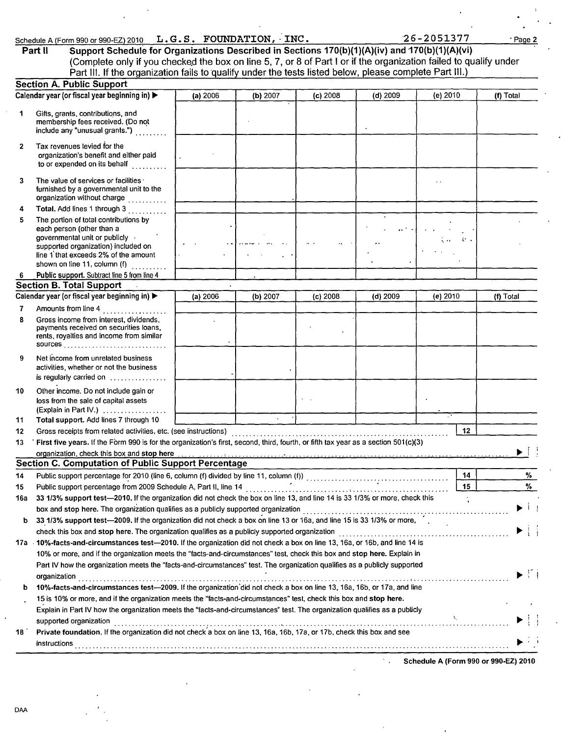Schedule A (Form 990 or 990-EZ) 2010 L.G.S. FOUNDATION, INC. 26-2051377 Page 2

**Part II Support Schedule for Organizations Described in Sections 170(b)(1)(A)(iv) and 170(b)(1)(A)(vi)**
(Complete only if you checked the box on line 5, 7, or 8 of Part I or if the organization failed to qualify under Part III. If the organization fails to qualify under the tests listed below, please complete Part III.)

## Section A. Public Support

| Calendar year (or fiscal year beginning in) ▶ | (a) 2006 | (b) 2007 | (c) 2008 | (d) 2009 | (e) 2010 | (f) Total |
|---|---|---|---|---|---|---|
| 1 Gifts, grants, contributions, and membership fees received. (Do not include any "unusual grants.") | | | | | | |
| 2 Tax revenues levied for the organization's benefit and either paid to or expended on its behalf | | | | | | |
| 3 The value of services or facilities furnished by a governmental unit to the organization without charge | | | | | | |
| 4 **Total.** Add lines 1 through 3 | | | | | | |
| 5 The portion of total contributions by each person (other than a governmental unit or publicly supported organization) included on line 1 that exceeds 2% of the amount shown on line 11, column (f) | | | | | | |
| 6 **Public support.** Subtract line 5 from line 4 | | | | | | |

## Section B. Total Support

| Calendar year (or fiscal year beginning in) ▶ | (a) 2006 | (b) 2007 | (c) 2008 | (d) 2009 | (e) 2010 | (f) Total |
|---|---|---|---|---|---|---|
| 7 Amounts from line 4 | | | | | | |
| 8 Gross income from interest, dividends, payments received on securities loans, rents, royalties and income from similar sources | | | | | | |
| 9 Net income from unrelated business activities, whether or not the business is regularly carried on | | | | | | |
| 10 Other income. Do not include gain or loss from the sale of capital assets (Explain in Part IV.) | | | | | | |
| 11 **Total support.** Add lines 7 through 10 | | | | | | |

12 Gross receipts from related activities, etc. (see instructions) 12

13 **First five years.** If the Form 990 is for the organization's first, second, third, fourth, or fifth tax year as a section 501(c)(3) organization, check this box and **stop here** ▶ ☐

## Section C. Computation of Public Support Percentage

14 Public support percentage for 2010 (line 6, column (f) divided by line 11, column (f)) 14 %

15 Public support percentage from 2009 Schedule A, Part II, line 14 15 %

16a **33 1/3% support test—2010.** If the organization did not check the box on line 13, and line 14 is 33 1/3% or more, check this box and **stop here.** The organization qualifies as a publicly supported organization ▶ ☐

b **33 1/3% support test—2009.** If the organization did not check a box on line 13 or 16a, and line 15 is 33 1/3% or more, check this box and **stop here.** The organization qualifies as a publicly supported organization ▶ ☐

17a **10%-facts-and-circumstances test—2010.** If the organization did not check a box on line 13, 16a, or 16b, and line 14 is 10% or more, and if the organization meets the "facts-and-circumstances" test, check this box and **stop here.** Explain in Part IV how the organization meets the "facts-and-circumstances" test. The organization qualifies as a publicly supported organization ▶ ☐

b **10%-facts-and-circumstances test—2009.** If the organization did not check a box on line 13, 16a, 16b, or 17a, and line 15 is 10% or more, and if the organization meets the "facts-and-circumstances" test, check this box and **stop here.** Explain in Part IV how the organization meets the "facts-and-circumstances" test. The organization qualifies as a publicly supported organization ▶ ☐

18 **Private foundation.** If the organization did not check a box on line 13, 16a, 16b, 17a, or 17b, check this box and see instructions ▶ ☐

**Schedule A (Form 990 or 990-EZ) 2010**

DAA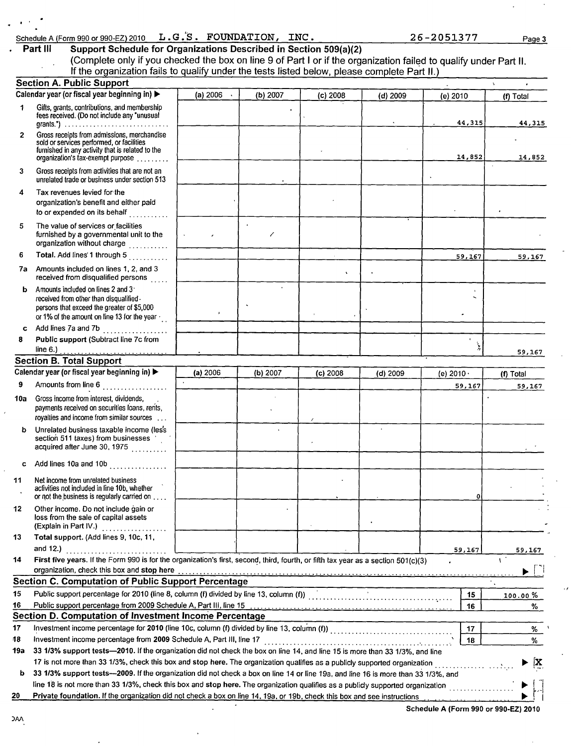Schedule A (Form 990 or 990-EZ) 2010 L.G.'S. FOUNDATION, INC. 26-2051377 Page 3

## Part III Support Schedule for Organizations Described in Section 509(a)(2)

(Complete only if you checked the box on line 9 of Part I or if the organization failed to qualify under Part II. If the organization fails to qualify under the tests listed below, please complete Part II.)

### Section A. Public Support

| Calendar year (or fiscal year beginning in) ▶ | (a) 2006 | (b) 2007 | (c) 2008 | (d) 2009 | (e) 2010 | (f) Total |
|---|---|---|---|---|---|---|
| 1 Gifts, grants, contributions, and membership fees received. (Do not include any "unusual grants.") | | | | | 44,315 | 44,315 |
| 2 Gross receipts from admissions, merchandise sold or services performed, or facilities furnished in any activity that is related to the organization's tax-exempt purpose | | | | | 14,852 | 14,852 |
| 3 Gross receipts from activities that are not an unrelated trade or business under section 513 | | | | | | |
| 4 Tax revenues levied for the organization's benefit and either paid to or expended on its behalf | | | | | | |
| 5 The value of services or facilities furnished by a governmental unit to the organization without charge | | | | | | |
| 6 **Total.** Add lines 1 through 5 | | | | | 59,167 | 59,167 |
| 7a Amounts included on lines 1, 2, and 3 received from disqualified persons | | | | | | |
| b Amounts included on lines 2 and 3 received from other than disqualified persons that exceed the greater of $5,000 or 1% of the amount on line 13 for the year | | | | | | |
| c Add lines 7a and 7b | | | | | | |
| 8 **Public support** (Subtract line 7c from line 6.) | | | | | | 59,167 |

### Section B. Total Support

| Calendar year (or fiscal year beginning in) ▶ | (a) 2006 | (b) 2007 | (c) 2008 | (d) 2009 | (e) 2010 | (f) Total |
|---|---|---|---|---|---|---|
| 9 Amounts from line 6 | | | | | 59,167 | 59,167 |
| 10a Gross income from interest, dividends, payments received on securities loans, rents, royalties and income from similar sources | | | | | | |
| b Unrelated business taxable income (less section 511 taxes) from businesses acquired after June 30, 1975 | | | | | | |
| c Add lines 10a and 10b | | | | | | |
| 11 Net income from unrelated business activities not included in line 10b, whether or not the business is regularly carried on | | | | | 0 | |
| 12 Other income. Do not include gain or loss from the sale of capital assets (Explain in Part IV.) | | | | | | |
| 13 **Total support.** (Add lines 9, 10c, 11, and 12.) | | | | | 59,167 | 59,167 |

14 **First five years.** If the Form 990 is for the organization's first, second, third, fourth, or fifth tax year as a section 501(c)(3) organization, check this box and **stop here** ▶ [ ]

### Section C. Computation of Public Support Percentage

| | | | |
|---|---|---|---|
| 15 | Public support percentage for 2010 (line 8, column (f) divided by line 13, column (f)) | 15 | 100.00 % |
| 16 | Public support percentage from 2009 Schedule A, Part III, line 15 | 16 | % |

### Section D. Computation of Investment Income Percentage

| | | | |
|---|---|---|---|
| 17 | Investment income percentage for **2010** (line 10c, column (f) divided by line 13, column (f)) | 17 | % |
| 18 | Investment income percentage from **2009** Schedule A, Part III, line 17 | 18 | % |

19a **33 1/3% support tests—2010.** If the organization did not check the box on line 14, and line 15 is more than 33 1/3%, and line 17 is not more than 33 1/3%, check this box and **stop here.** The organization qualifies as a publicly supported organization ▶ [X]

b **33 1/3% support tests—2009.** If the organization did not check a box on line 14 or line 19a, and line 16 is more than 33 1/3%, and line 18 is not more than 33 1/3%, check this box and **stop here.** The organization qualifies as a publicly supported organization ▶ [ ]

20 **Private foundation.** If the organization did not check a box on line 14, 19a, or 19b, check this box and see instructions ▶ [ ]

**Schedule A (Form 990 or 990-EZ) 2010**

DAA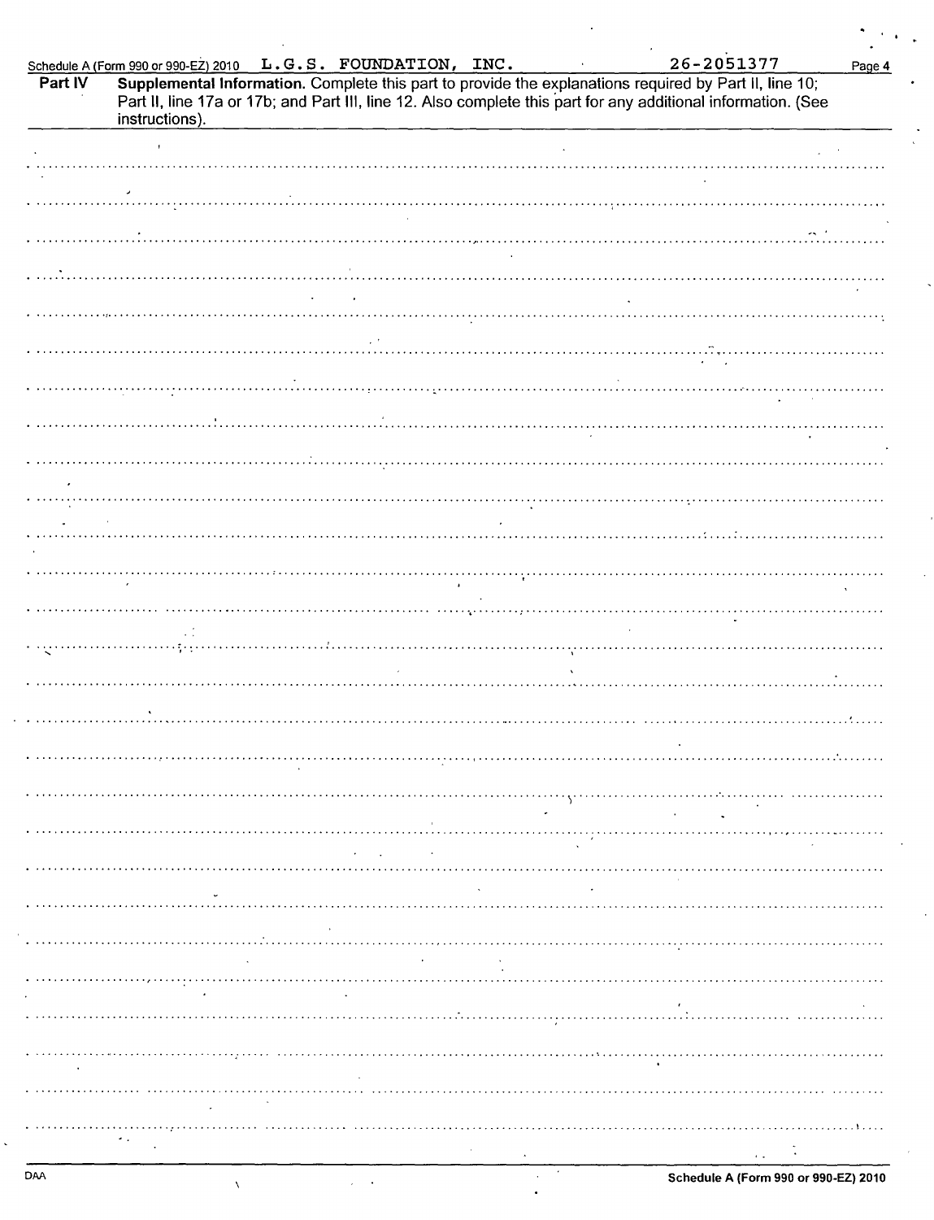Schedule A (Form 990 or 990-EZ) 2010 L.G.S. FOUNDATION, INC. 26-2051377

**Part IV** **Supplemental Information.** Complete this part to provide the explanations required by Part II, line 10; Part II, line 17a or 17b; and Part III, line 12. Also complete this part for any additional information. (See instructions).

DAA

**Schedule A (Form 990 or 990-EZ) 2010**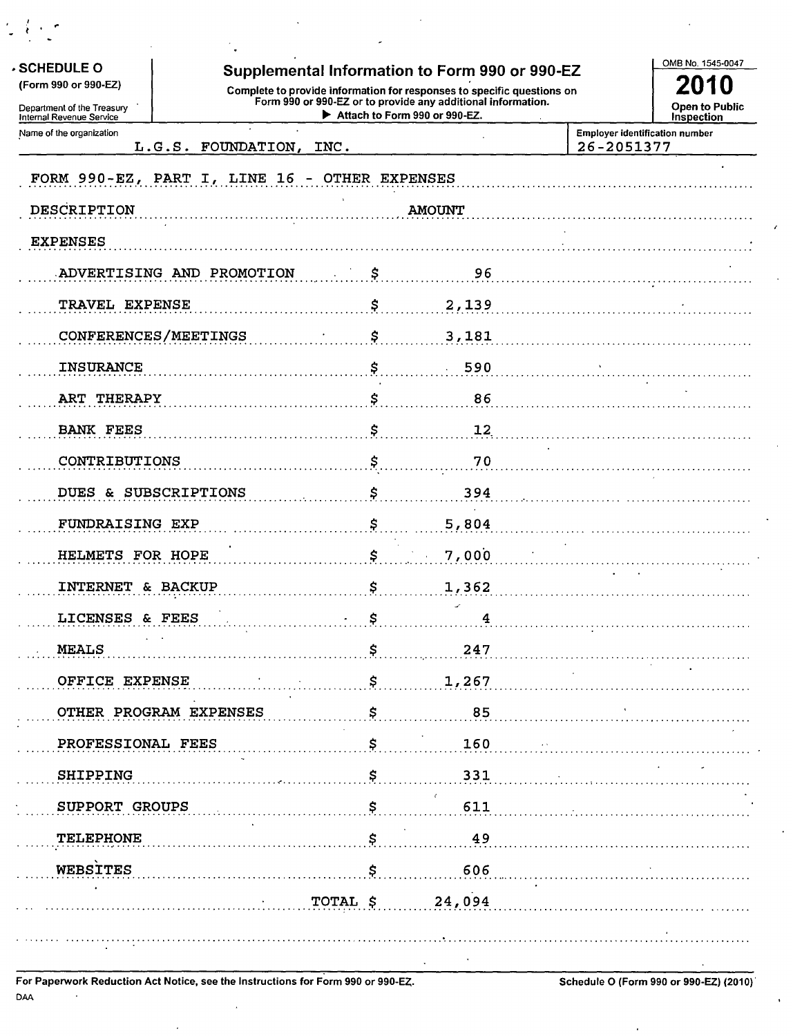**SCHEDULE O**
(Form 990 or 990-EZ)

Department of the Treasury
Internal Revenue Service

# Supplemental Information to Form 990 or 990-EZ

**Complete to provide information for responses to specific questions on Form 990 or 990-EZ or to provide any additional information.**
**▶ Attach to Form 990 or 990-EZ.**

OMB No. 1545-0047

**2010**

**Open to Public Inspection**

Name of the organization: L.G.S. FOUNDATION, INC.

Employer identification number: 26-2051377

FORM 990-EZ, PART I, LINE 16 - OTHER EXPENSES

| DESCRIPTION | | AMOUNT |
|---|---|---|
| EXPENSES | | |
| ADVERTISING AND PROMOTION | $ | 96 |
| TRAVEL EXPENSE | $ | 2,139 |
| CONFERENCES/MEETINGS | $ | 3,181 |
| INSURANCE | $ | 590 |
| ART THERAPY | $ | 86 |
| BANK FEES | $ | 12 |
| CONTRIBUTIONS | $ | 70 |
| DUES & SUBSCRIPTIONS | $ | 394 |
| FUNDRAISING EXP | $ | 5,804 |
| HELMETS FOR HOPE | $ | 7,000 |
| INTERNET & BACKUP | $ | 1,362 |
| LICENSES & FEES | $ | 4 |
| MEALS | $ | 247 |
| OFFICE EXPENSE | $ | 1,267 |
| OTHER PROGRAM EXPENSES | $ | 85 |
| PROFESSIONAL FEES | $ | 160 |
| SHIPPING | $ | 331 |
| SUPPORT GROUPS | $ | 611 |
| TELEPHONE | $ | 49 |
| WEBSITES | $ | 606 |
| TOTAL | $ | 24,094 |

For Paperwork Reduction Act Notice, see the Instructions for Form 990 or 990-EZ. Schedule O (Form 990 or 990-EZ) (2010)

DAA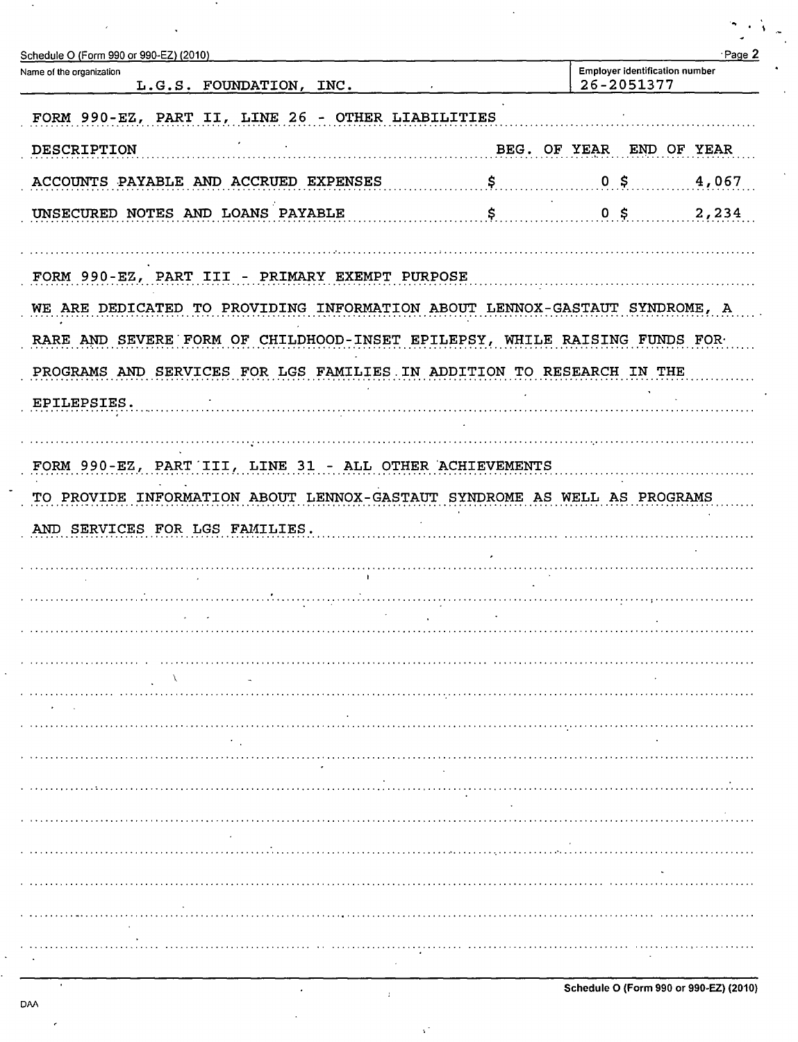Schedule O (Form 990 or 990-EZ) (2010) Page 2

Name of the organization: L.G.S. FOUNDATION, INC.

Employer identification number: 26-2051377

FORM 990-EZ, PART II, LINE 26 - OTHER LIABILITIES

| DESCRIPTION | BEG. OF YEAR | END OF YEAR |
|---|---|---|
| ACCOUNTS PAYABLE AND ACCRUED EXPENSES | $ 0 | $ 4,067 |
| UNSECURED NOTES AND LOANS PAYABLE | $ 0 | $ 2,234 |

FORM 990-EZ, PART III - PRIMARY EXEMPT PURPOSE

WE ARE DEDICATED TO PROVIDING INFORMATION ABOUT LENNOX-GASTAUT SYNDROME, A RARE AND SEVERE FORM OF CHILDHOOD-INSET EPILEPSY, WHILE RAISING FUNDS FOR PROGRAMS AND SERVICES FOR LGS FAMILIES IN ADDITION TO RESEARCH IN THE EPILEPSIES.

FORM 990-EZ, PART III, LINE 31 - ALL OTHER ACHIEVEMENTS

TO PROVIDE INFORMATION ABOUT LENNOX-GASTAUT SYNDROME AS WELL AS PROGRAMS AND SERVICES FOR LGS FAMILIES.

Schedule O (Form 990 or 990-EZ) (2010)

DAA